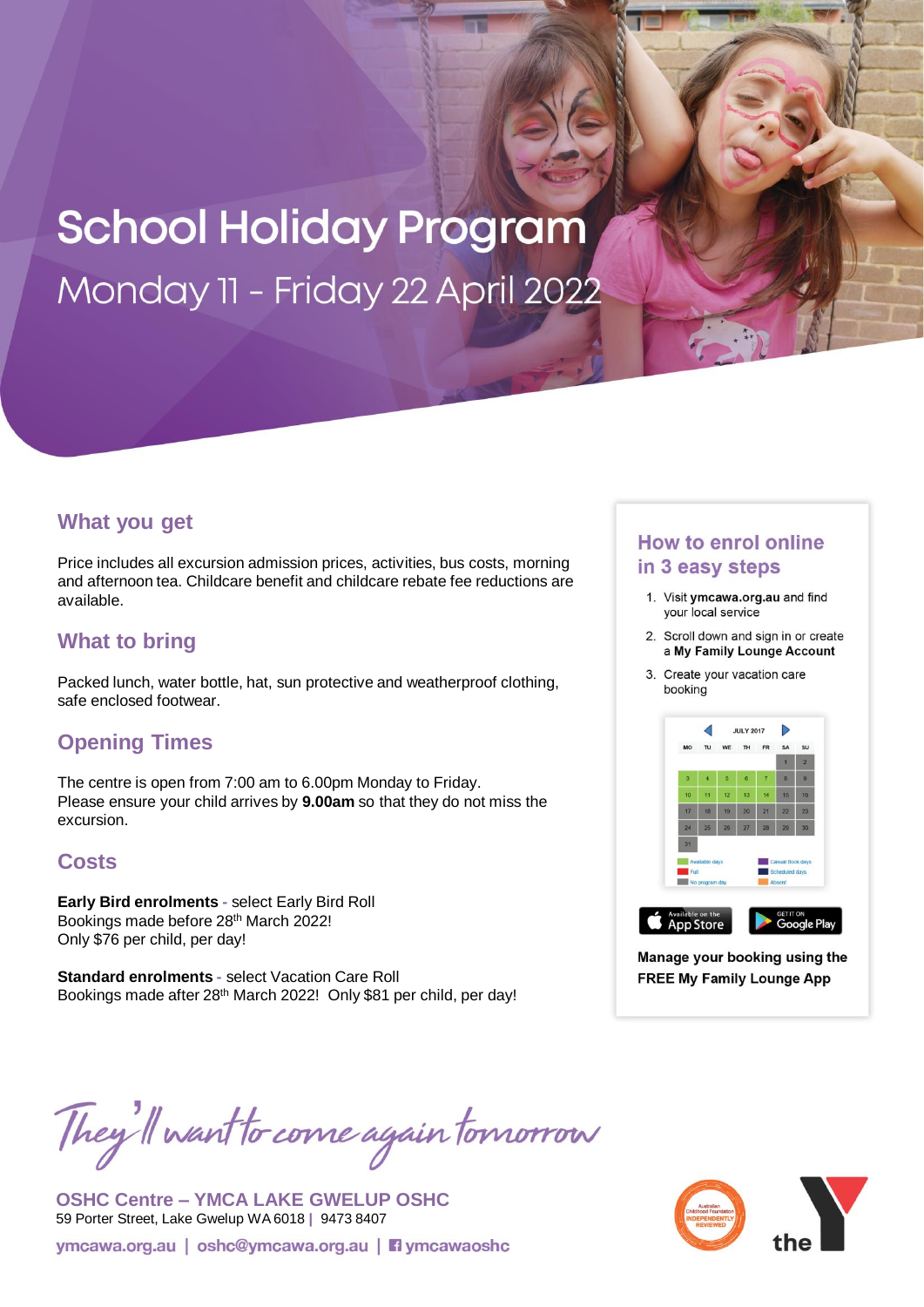# School Holiday Program

## Monday 11 - Friday 22 April 2022

## What you get

Price includes all excursion admission prices, activities, bus costs, morning and afternoon tea. Childcare benefit and childcare rebate fee reductions are available.

## What to bring

Packed lunch, water bottle, hat, sun protective and weatherproof clothing, safe enclosed footwear.

## Opening Times

The centre is open from 7:00 am to 6.00pm Monday to Friday.
Please ensure your child arrives by **9.00am** so that they do not miss the excursion.

## Costs

**Early Bird enrolments** - select Early Bird Roll
Bookings made before 28th March 2022!
Only $76 per child, per day!

**Standard enrolments** - select Vacation Care Roll
Bookings made after 28th March 2022! Only $81 per child, per day!

## How to enrol online in 3 easy steps

1. Visit **ymcawa.org.au** and find your local service
2. Scroll down and sign in or create a **My Family Lounge Account**
3. Create your vacation care booking

**Manage your booking using the FREE My Family Lounge App**

*They'll want to come again tomorrow*

**OSHC Centre – YMCA LAKE GWELUP OSHC**
59 Porter Street, Lake Gwelup WA 6018 | 9473 8407

ymcawa.org.au | oshc@ymcawa.org.au | ymcawaoshc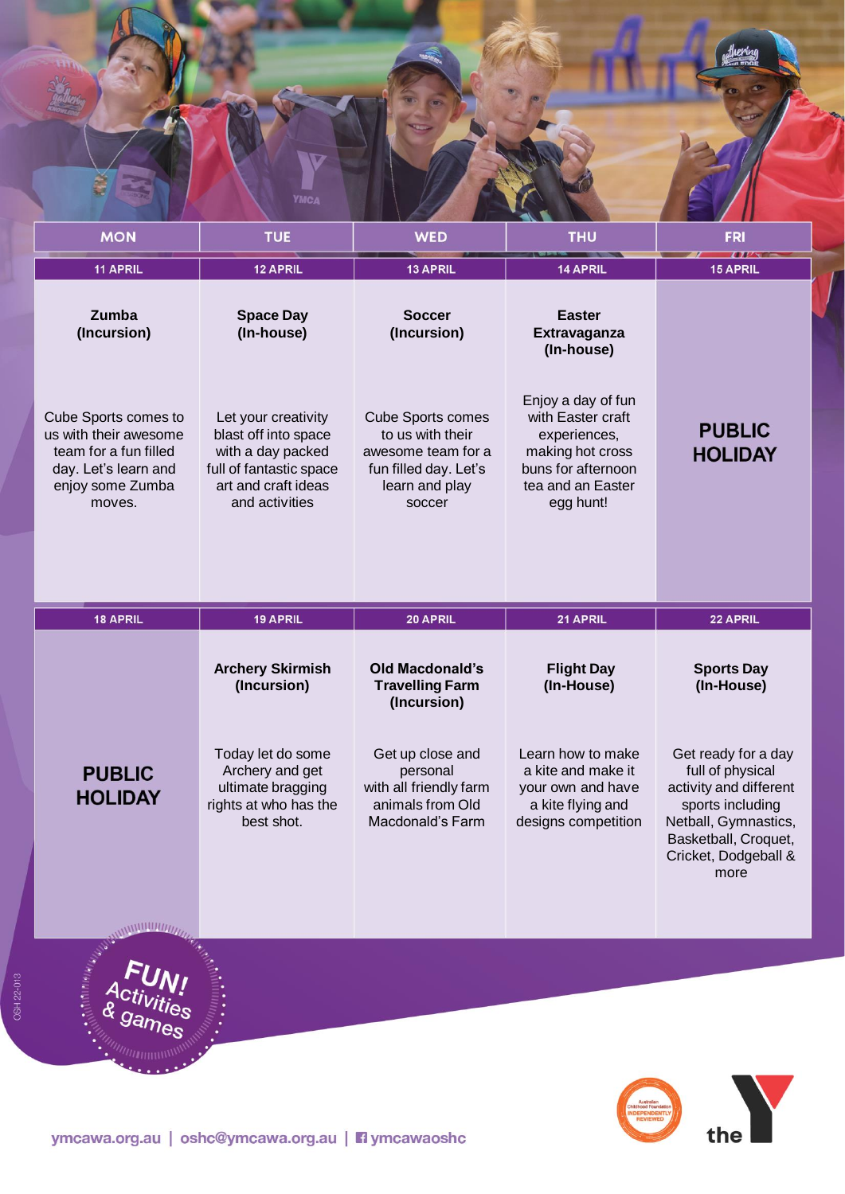| MON | TUE | WED | THU | FRI |
|---|---|---|---|---|
| **11 APRIL** | **12 APRIL** | **13 APRIL** | **14 APRIL** | **15 APRIL** |
| **Zumba (Incursion)** Cube Sports comes to us with their awesome team for a fun filled day. Let's learn and enjoy some Zumba moves. | **Space Day (In-house)** Let your creativity blast off into space with a day packed full of fantastic space art and craft ideas and activities | **Soccer (Incursion)** Cube Sports comes to us with their awesome team for a fun filled day. Let's learn and play soccer | **Easter Extravaganza (In-house)** Enjoy a day of fun with Easter craft experiences, making hot cross buns for afternoon tea and an Easter egg hunt! | **PUBLIC HOLIDAY** |
| **18 APRIL** | **19 APRIL** | **20 APRIL** | **21 APRIL** | **22 APRIL** |
| **PUBLIC HOLIDAY** | **Archery Skirmish (Incursion)** Today let do some Archery and get ultimate bragging rights at who has the best shot. | **Old Macdonald's Travelling Farm (Incursion)** Get up close and personal with all friendly farm animals from Old Macdonald's Farm | **Flight Day (In-House)** Learn how to make a kite and make it your own and have a kite flying and designs competition | **Sports Day (In-House)** Get ready for a day full of physical activity and different sports including Netball, Gymnastics, Basketball, Croquet, Cricket, Dodgeball & more |

FUN! Activities & games

OSH 22-013

ymcawa.org.au | oshc@ymcawa.org.au | ymcawaoshc

Australian Childhood Foundation INDEPENDENTLY REVIEWED

the Y